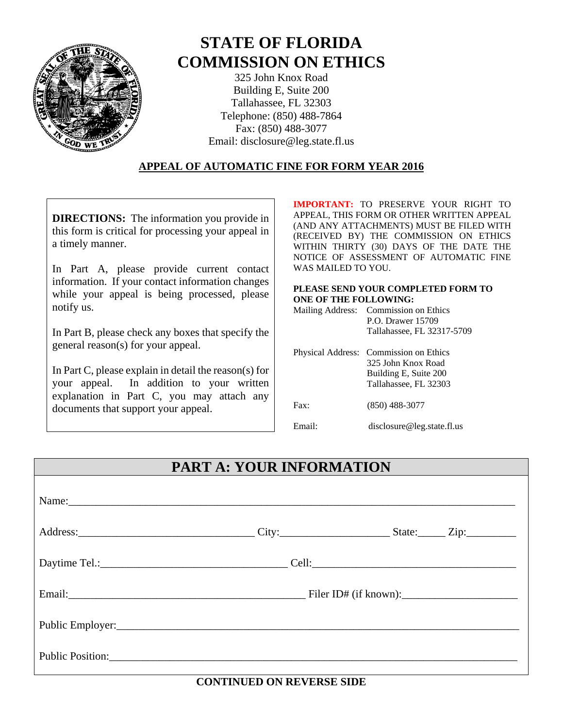# STATE OF FLORIDA
# COMMISSION ON ETHICS

325 John Knox Road
Building E, Suite 200
Tallahassee, FL 32303
Telephone: (850) 488-7864
Fax: (850) 488-3077
Email: disclosure@leg.state.fl.us

## APPEAL OF AUTOMATIC FINE FOR FORM YEAR 2016

**DIRECTIONS:** The information you provide in this form is critical for processing your appeal in a timely manner.

In Part A, please provide current contact information. If your contact information changes while your appeal is being processed, please notify us.

In Part B, please check any boxes that specify the general reason(s) for your appeal.

In Part C, please explain in detail the reason(s) for your appeal. In addition to your written explanation in Part C, you may attach any documents that support your appeal.

**IMPORTANT:** TO PRESERVE YOUR RIGHT TO APPEAL, THIS FORM OR OTHER WRITTEN APPEAL (AND ANY ATTACHMENTS) MUST BE FILED WITH (RECEIVED BY) THE COMMISSION ON ETHICS WITHIN THIRTY (30) DAYS OF THE DATE THE NOTICE OF ASSESSMENT OF AUTOMATIC FINE WAS MAILED TO YOU.

**PLEASE SEND YOUR COMPLETED FORM TO ONE OF THE FOLLOWING:**

Mailing Address: Commission on Ethics
P.O. Drawer 15709
Tallahassee, FL 32317-5709

Physical Address: Commission on Ethics
325 John Knox Road
Building E, Suite 200
Tallahassee, FL 32303

Fax: (850) 488-3077

Email: disclosure@leg.state.fl.us

## PART A: YOUR INFORMATION

Name:\_\_\_\_\_\_\_\_\_\_\_\_\_\_\_\_\_\_\_\_\_\_\_\_\_\_\_\_\_\_\_\_\_\_\_\_\_\_\_\_

Address:\_\_\_\_\_\_\_\_\_\_\_\_\_\_\_\_\_\_\_\_ City:\_\_\_\_\_\_\_\_\_\_\_\_\_\_ State:\_\_\_\_\_ Zip:\_\_\_\_\_\_\_\_

Daytime Tel.:\_\_\_\_\_\_\_\_\_\_\_\_\_\_\_\_\_\_\_\_ Cell:\_\_\_\_\_\_\_\_\_\_\_\_\_\_\_\_\_\_\_\_

Email:\_\_\_\_\_\_\_\_\_\_\_\_\_\_\_\_\_\_\_\_\_\_\_\_ Filer ID# (if known):\_\_\_\_\_\_\_\_\_\_\_\_\_\_\_\_

Public Employer:\_\_\_\_\_\_\_\_\_\_\_\_\_\_\_\_\_\_\_\_\_\_\_\_\_\_\_\_\_\_\_\_\_\_\_\_\_\_\_\_

Public Position:\_\_\_\_\_\_\_\_\_\_\_\_\_\_\_\_\_\_\_\_\_\_\_\_\_\_\_\_\_\_\_\_\_\_\_\_\_\_\_\_

**CONTINUED ON REVERSE SIDE**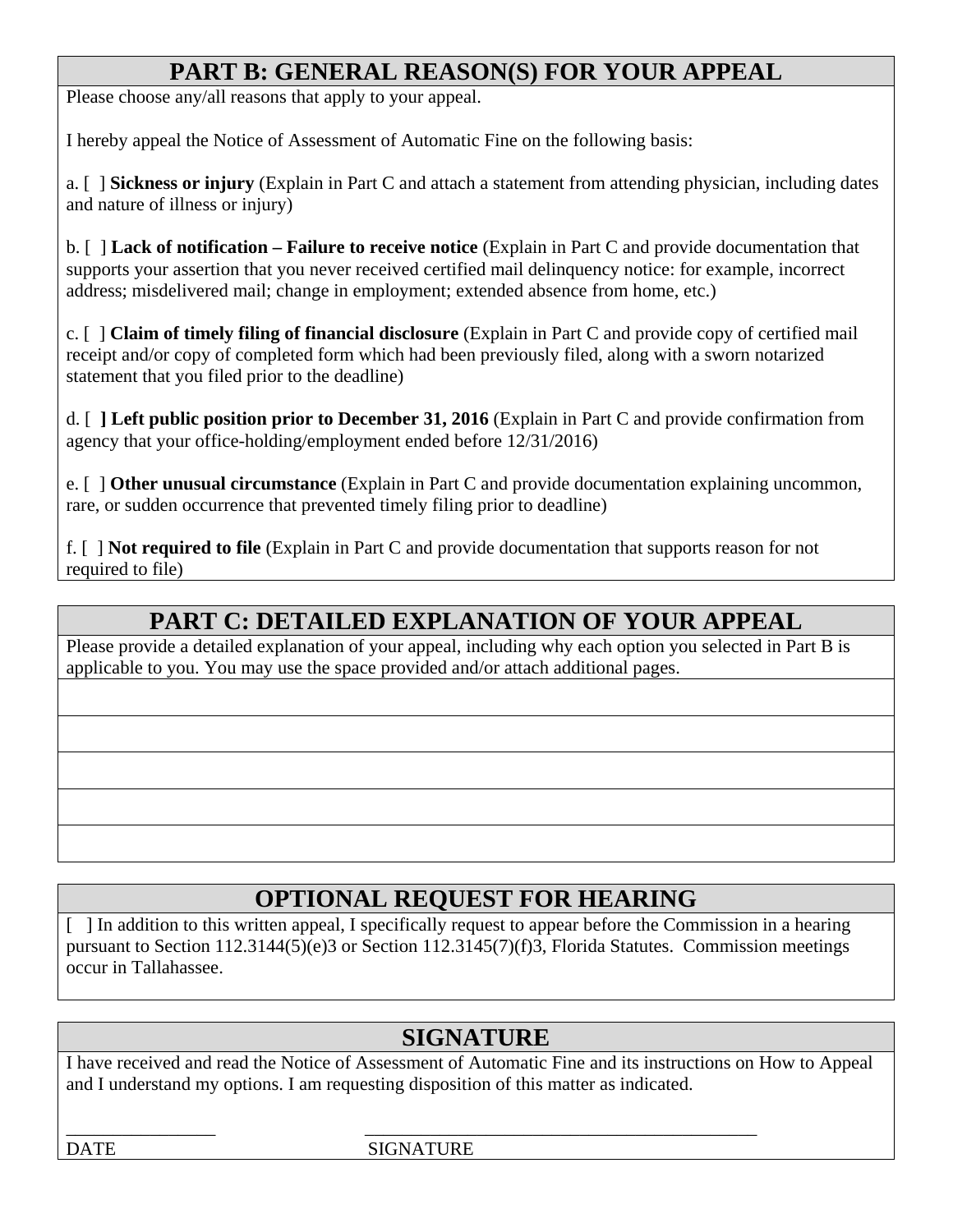## PART B: GENERAL REASON(S) FOR YOUR APPEAL

Please choose any/all reasons that apply to your appeal.

I hereby appeal the Notice of Assessment of Automatic Fine on the following basis:

a. [ ] **Sickness or injury** (Explain in Part C and attach a statement from attending physician, including dates and nature of illness or injury)

b. [ ] **Lack of notification – Failure to receive notice** (Explain in Part C and provide documentation that supports your assertion that you never received certified mail delinquency notice: for example, incorrect address; misdelivered mail; change in employment; extended absence from home, etc.)

c. [ ] **Claim of timely filing of financial disclosure** (Explain in Part C and provide copy of certified mail receipt and/or copy of completed form which had been previously filed, along with a sworn notarized statement that you filed prior to the deadline)

d. [ **] Left public position prior to December 31, 2016** (Explain in Part C and provide confirmation from agency that your office-holding/employment ended before 12/31/2016)

e. [ ] **Other unusual circumstance** (Explain in Part C and provide documentation explaining uncommon, rare, or sudden occurrence that prevented timely filing prior to deadline)

f. [ ] **Not required to file** (Explain in Part C and provide documentation that supports reason for not required to file)

## PART C: DETAILED EXPLANATION OF YOUR APPEAL

Please provide a detailed explanation of your appeal, including why each option you selected in Part B is applicable to you. You may use the space provided and/or attach additional pages.

| |
|---|
| |
| |
| |
| |
| |

## OPTIONAL REQUEST FOR HEARING

[ ] In addition to this written appeal, I specifically request to appear before the Commission in a hearing pursuant to Section 112.3144(5)(e)3 or Section 112.3145(7)(f)3, Florida Statutes. Commission meetings occur in Tallahassee.

## SIGNATURE

I have received and read the Notice of Assessment of Automatic Fine and its instructions on How to Appeal and I understand my options. I am requesting disposition of this matter as indicated.

________________ ____________________________________________

DATE SIGNATURE